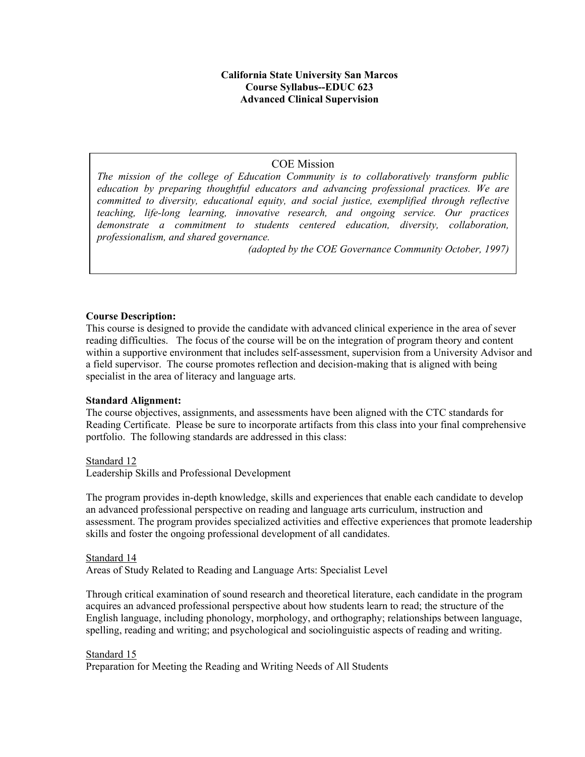**California State University San Marcos**
**Course Syllabus--EDUC 623**
**Advanced Clinical Supervision**

> COE Mission
>
> *The mission of the college of Education Community is to collaboratively transform public education by preparing thoughtful educators and advancing professional practices. We are committed to diversity, educational equity, and social justice, exemplified through reflective teaching, life-long learning, innovative research, and ongoing service. Our practices demonstrate a commitment to students centered education, diversity, collaboration, professionalism, and shared governance.*
>
> *(adopted by the COE Governance Community October, 1997)*

**Course Description:**
This course is designed to provide the candidate with advanced clinical experience in the area of sever reading difficulties. The focus of the course will be on the integration of program theory and content within a supportive environment that includes self-assessment, supervision from a University Advisor and a field supervisor. The course promotes reflection and decision-making that is aligned with being specialist in the area of literacy and language arts.

**Standard Alignment:**
The course objectives, assignments, and assessments have been aligned with the CTC standards for Reading Certificate. Please be sure to incorporate artifacts from this class into your final comprehensive portfolio. The following standards are addressed in this class:

<u>Standard 12</u>
Leadership Skills and Professional Development

The program provides in-depth knowledge, skills and experiences that enable each candidate to develop an advanced professional perspective on reading and language arts curriculum, instruction and assessment. The program provides specialized activities and effective experiences that promote leadership skills and foster the ongoing professional development of all candidates.

<u>Standard 14</u>
Areas of Study Related to Reading and Language Arts: Specialist Level

Through critical examination of sound research and theoretical literature, each candidate in the program acquires an advanced professional perspective about how students learn to read; the structure of the English language, including phonology, morphology, and orthography; relationships between language, spelling, reading and writing; and psychological and sociolinguistic aspects of reading and writing.

<u>Standard 15</u>
Preparation for Meeting the Reading and Writing Needs of All Students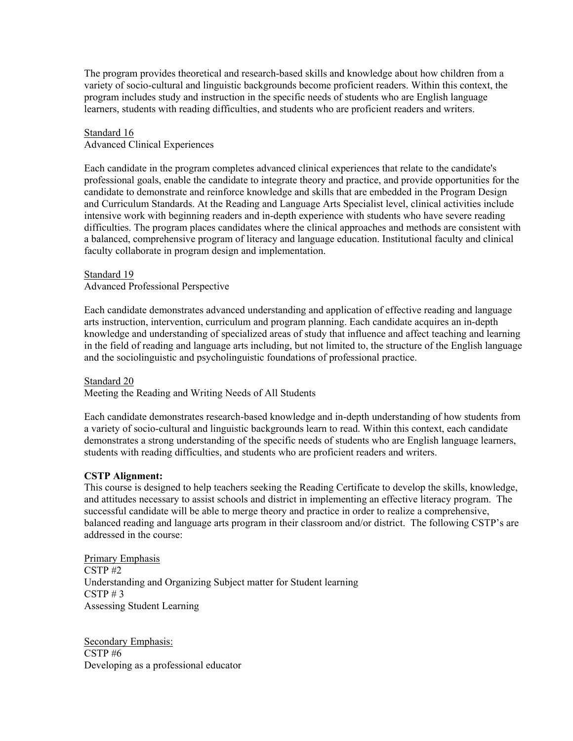The program provides theoretical and research-based skills and knowledge about how children from a variety of socio-cultural and linguistic backgrounds become proficient readers. Within this context, the program includes study and instruction in the specific needs of students who are English language learners, students with reading difficulties, and students who are proficient readers and writers.

<u>Standard 16</u>
Advanced Clinical Experiences

Each candidate in the program completes advanced clinical experiences that relate to the candidate's professional goals, enable the candidate to integrate theory and practice, and provide opportunities for the candidate to demonstrate and reinforce knowledge and skills that are embedded in the Program Design and Curriculum Standards. At the Reading and Language Arts Specialist level, clinical activities include intensive work with beginning readers and in-depth experience with students who have severe reading difficulties. The program places candidates where the clinical approaches and methods are consistent with a balanced, comprehensive program of literacy and language education. Institutional faculty and clinical faculty collaborate in program design and implementation.

<u>Standard 19</u>
Advanced Professional Perspective

Each candidate demonstrates advanced understanding and application of effective reading and language arts instruction, intervention, curriculum and program planning. Each candidate acquires an in-depth knowledge and understanding of specialized areas of study that influence and affect teaching and learning in the field of reading and language arts including, but not limited to, the structure of the English language and the sociolinguistic and psycholinguistic foundations of professional practice.

<u>Standard 20</u>
Meeting the Reading and Writing Needs of All Students

Each candidate demonstrates research-based knowledge and in-depth understanding of how students from a variety of socio-cultural and linguistic backgrounds learn to read. Within this context, each candidate demonstrates a strong understanding of the specific needs of students who are English language learners, students with reading difficulties, and students who are proficient readers and writers.

**CSTP Alignment:**
This course is designed to help teachers seeking the Reading Certificate to develop the skills, knowledge, and attitudes necessary to assist schools and district in implementing an effective literacy program. The successful candidate will be able to merge theory and practice in order to realize a comprehensive, balanced reading and language arts program in their classroom and/or district. The following CSTP's are addressed in the course:

<u>Primary Emphasis</u>
CSTP #2
Understanding and Organizing Subject matter for Student learning
CSTP # 3
Assessing Student Learning

<u>Secondary Emphasis:</u>
CSTP #6
Developing as a professional educator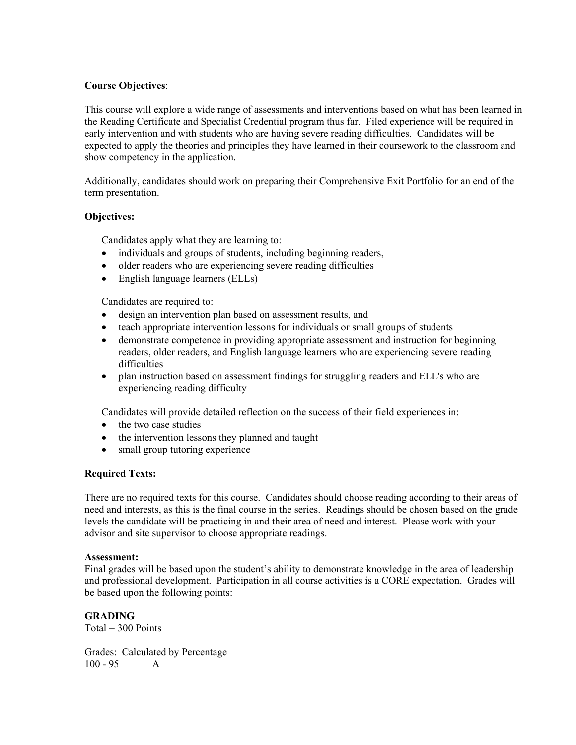**Course Objectives**:

This course will explore a wide range of assessments and interventions based on what has been learned in the Reading Certificate and Specialist Credential program thus far. Filed experience will be required in early intervention and with students who are having severe reading difficulties. Candidates will be expected to apply the theories and principles they have learned in their coursework to the classroom and show competency in the application.

Additionally, candidates should work on preparing their Comprehensive Exit Portfolio for an end of the term presentation.

**Objectives:**

Candidates apply what they are learning to:

- individuals and groups of students, including beginning readers,
- older readers who are experiencing severe reading difficulties
- English language learners (ELLs)

Candidates are required to:

- design an intervention plan based on assessment results, and
- teach appropriate intervention lessons for individuals or small groups of students
- demonstrate competence in providing appropriate assessment and instruction for beginning readers, older readers, and English language learners who are experiencing severe reading difficulties
- plan instruction based on assessment findings for struggling readers and ELL's who are experiencing reading difficulty

Candidates will provide detailed reflection on the success of their field experiences in:

- the two case studies
- the intervention lessons they planned and taught
- small group tutoring experience

**Required Texts:**

There are no required texts for this course. Candidates should choose reading according to their areas of need and interests, as this is the final course in the series. Readings should be chosen based on the grade levels the candidate will be practicing in and their area of need and interest. Please work with your advisor and site supervisor to choose appropriate readings.

**Assessment:**

Final grades will be based upon the student's ability to demonstrate knowledge in the area of leadership and professional development. Participation in all course activities is a CORE expectation. Grades will be based upon the following points:

**GRADING**

Total = 300 Points

Grades: Calculated by Percentage

100 - 95 A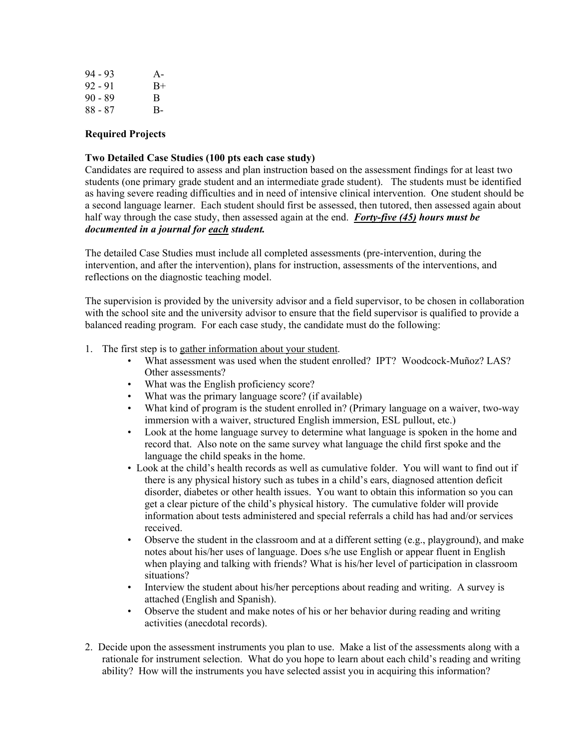| | |
|---|---|
| 94 - 93 | A- |
| 92 - 91 | B+ |
| 90 - 89 | B |
| 88 - 87 | B- |

**Required Projects**

**Two Detailed Case Studies (100 pts each case study)**
Candidates are required to assess and plan instruction based on the assessment findings for at least two students (one primary grade student and an intermediate grade student). The students must be identified as having severe reading difficulties and in need of intensive clinical intervention. One student should be a second language learner. Each student should first be assessed, then tutored, then assessed again about half way through the case study, then assessed again at the end. ***Forty-five (45) hours must be documented in a journal for each student.***

The detailed Case Studies must include all completed assessments (pre-intervention, during the intervention, and after the intervention), plans for instruction, assessments of the interventions, and reflections on the diagnostic teaching model.

The supervision is provided by the university advisor and a field supervisor, to be chosen in collaboration with the school site and the university advisor to ensure that the field supervisor is qualified to provide a balanced reading program. For each case study, the candidate must do the following:

1. The first step is to gather information about your student.
   - What assessment was used when the student enrolled? IPT? Woodcock-Muñoz? LAS? Other assessments?
   - What was the English proficiency score?
   - What was the primary language score? (if available)
   - What kind of program is the student enrolled in? (Primary language on a waiver, two-way immersion with a waiver, structured English immersion, ESL pullout, etc.)
   - Look at the home language survey to determine what language is spoken in the home and record that. Also note on the same survey what language the child first spoke and the language the child speaks in the home.
   - Look at the child's health records as well as cumulative folder. You will want to find out if there is any physical history such as tubes in a child's ears, diagnosed attention deficit disorder, diabetes or other health issues. You want to obtain this information so you can get a clear picture of the child's physical history. The cumulative folder will provide information about tests administered and special referrals a child has had and/or services received.
   - Observe the student in the classroom and at a different setting (e.g., playground), and make notes about his/her uses of language. Does s/he use English or appear fluent in English when playing and talking with friends? What is his/her level of participation in classroom situations?
   - Interview the student about his/her perceptions about reading and writing. A survey is attached (English and Spanish).
   - Observe the student and make notes of his or her behavior during reading and writing activities (anecdotal records).

2. Decide upon the assessment instruments you plan to use. Make a list of the assessments along with a rationale for instrument selection. What do you hope to learn about each child's reading and writing ability? How will the instruments you have selected assist you in acquiring this information?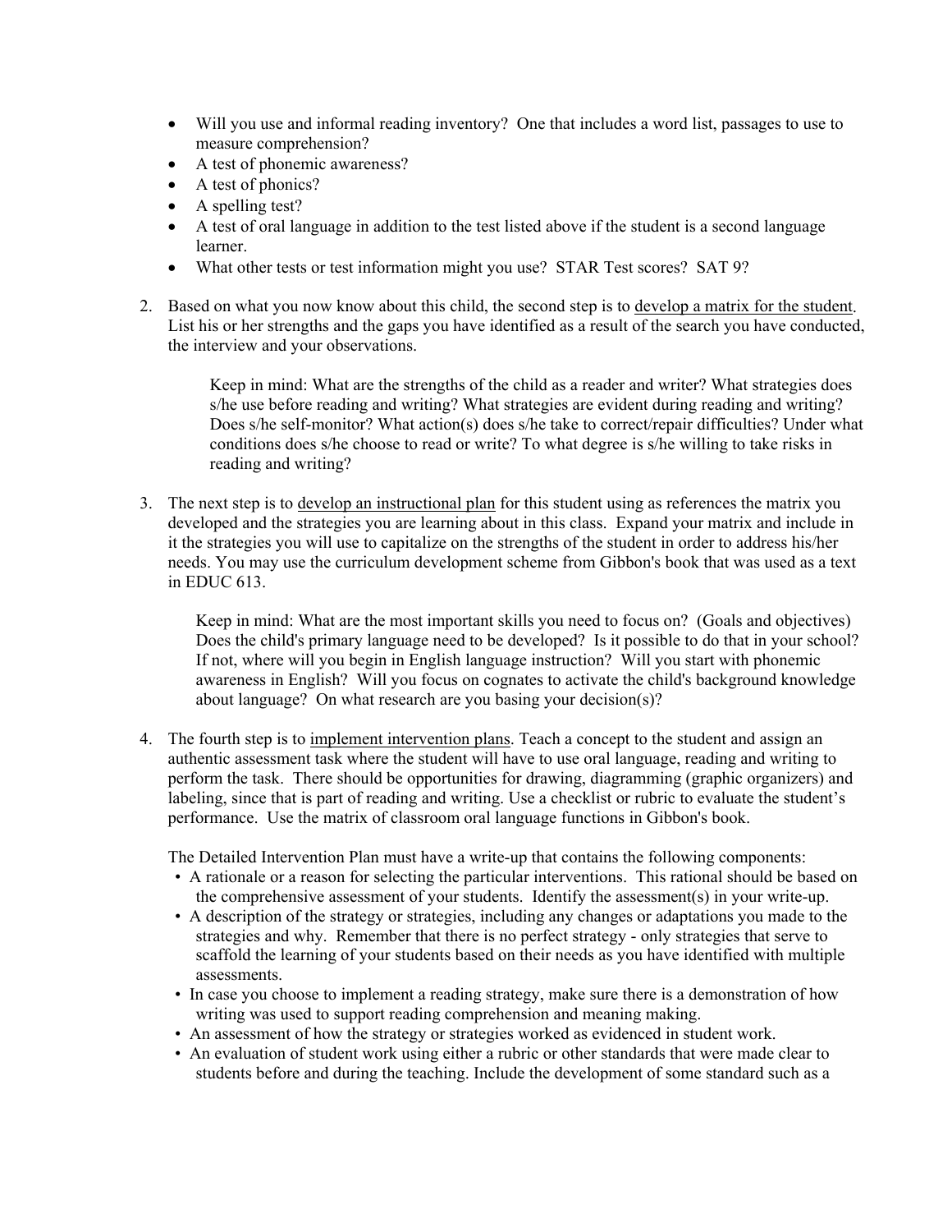- Will you use and informal reading inventory? One that includes a word list, passages to use to measure comprehension?
- A test of phonemic awareness?
- A test of phonics?
- A spelling test?
- A test of oral language in addition to the test listed above if the student is a second language learner.
- What other tests or test information might you use? STAR Test scores? SAT 9?

2. Based on what you now know about this child, the second step is to develop a matrix for the student. List his or her strengths and the gaps you have identified as a result of the search you have conducted, the interview and your observations.

   Keep in mind: What are the strengths of the child as a reader and writer? What strategies does s/he use before reading and writing? What strategies are evident during reading and writing? Does s/he self-monitor? What action(s) does s/he take to correct/repair difficulties? Under what conditions does s/he choose to read or write? To what degree is s/he willing to take risks in reading and writing?

3. The next step is to develop an instructional plan for this student using as references the matrix you developed and the strategies you are learning about in this class. Expand your matrix and include in it the strategies you will use to capitalize on the strengths of the student in order to address his/her needs. You may use the curriculum development scheme from Gibbon's book that was used as a text in EDUC 613.

   Keep in mind: What are the most important skills you need to focus on? (Goals and objectives) Does the child's primary language need to be developed? Is it possible to do that in your school? If not, where will you begin in English language instruction? Will you start with phonemic awareness in English? Will you focus on cognates to activate the child's background knowledge about language? On what research are you basing your decision(s)?

4. The fourth step is to implement intervention plans. Teach a concept to the student and assign an authentic assessment task where the student will have to use oral language, reading and writing to perform the task. There should be opportunities for drawing, diagramming (graphic organizers) and labeling, since that is part of reading and writing. Use a checklist or rubric to evaluate the student's performance. Use the matrix of classroom oral language functions in Gibbon's book.

   The Detailed Intervention Plan must have a write-up that contains the following components:

   - A rationale or a reason for selecting the particular interventions. This rational should be based on the comprehensive assessment of your students. Identify the assessment(s) in your write-up.
   - A description of the strategy or strategies, including any changes or adaptations you made to the strategies and why. Remember that there is no perfect strategy - only strategies that serve to scaffold the learning of your students based on their needs as you have identified with multiple assessments.
   - In case you choose to implement a reading strategy, make sure there is a demonstration of how writing was used to support reading comprehension and meaning making.
   - An assessment of how the strategy or strategies worked as evidenced in student work.
   - An evaluation of student work using either a rubric or other standards that were made clear to students before and during the teaching. Include the development of some standard such as a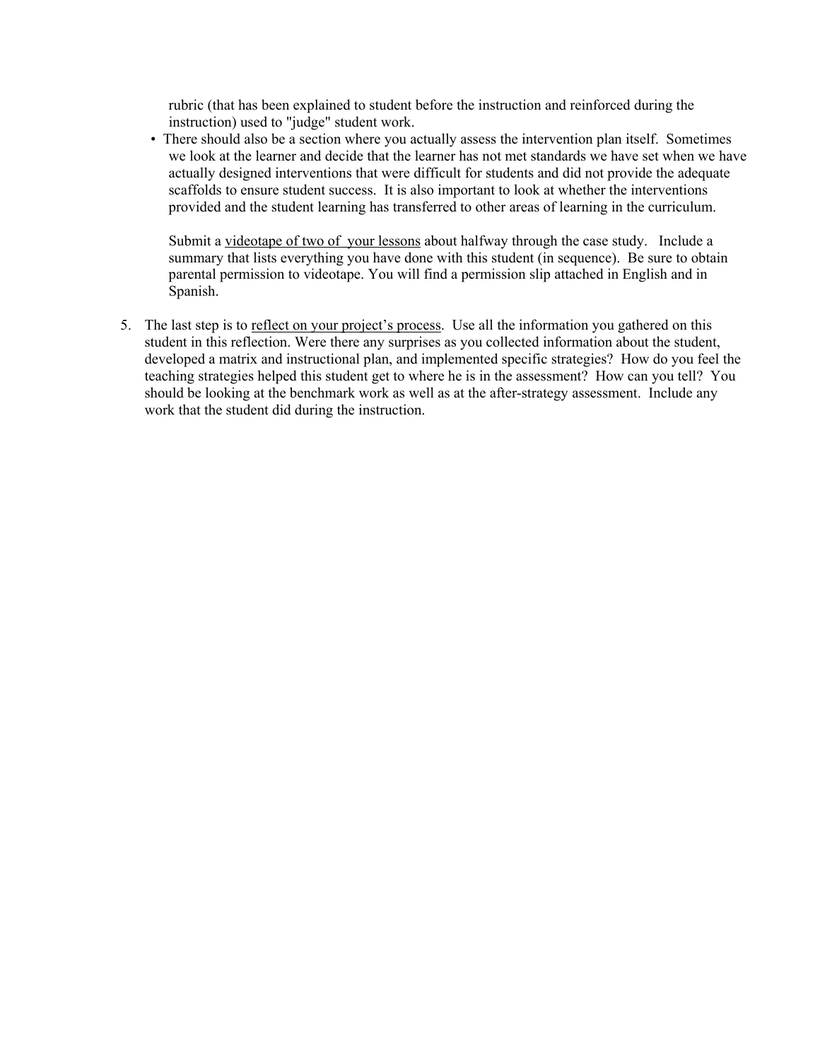rubric (that has been explained to student before the instruction and reinforced during the instruction) used to "judge" student work.

- There should also be a section where you actually assess the intervention plan itself. Sometimes we look at the learner and decide that the learner has not met standards we have set when we have actually designed interventions that were difficult for students and did not provide the adequate scaffolds to ensure student success. It is also important to look at whether the interventions provided and the student learning has transferred to other areas of learning in the curriculum.

  Submit a <u>videotape of two of your lessons</u> about halfway through the case study. Include a summary that lists everything you have done with this student (in sequence). Be sure to obtain parental permission to videotape. You will find a permission slip attached in English and in Spanish.

5. The last step is to <u>reflect on your project's process</u>. Use all the information you gathered on this student in this reflection. Were there any surprises as you collected information about the student, developed a matrix and instructional plan, and implemented specific strategies? How do you feel the teaching strategies helped this student get to where he is in the assessment? How can you tell? You should be looking at the benchmark work as well as at the after-strategy assessment. Include any work that the student did during the instruction.